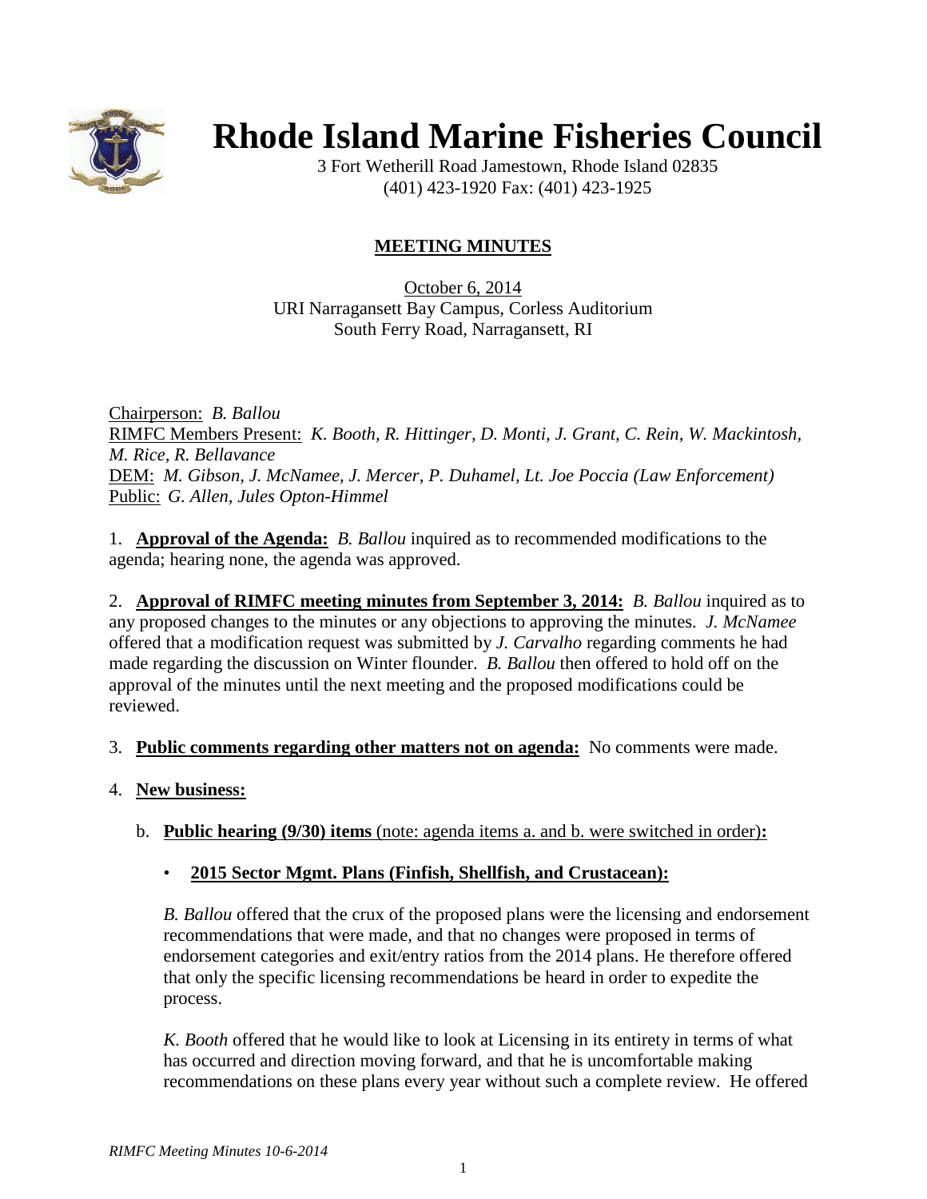# Rhode Island Marine Fisheries Council

3 Fort Wetherill Road Jamestown, Rhode Island 02835
(401) 423-1920 Fax: (401) 423-1925

## MEETING MINUTES

October 6, 2014
URI Narragansett Bay Campus, Corless Auditorium
South Ferry Road, Narragansett, RI

Chairperson: *B. Ballou*
RIMFC Members Present: *K. Booth, R. Hittinger, D. Monti, J. Grant, C. Rein, W. Mackintosh, M. Rice, R. Bellavance*
DEM: *M. Gibson, J. McNamee, J. Mercer, P. Duhamel, Lt. Joe Poccia (Law Enforcement)*
Public: *G. Allen, Jules Opton-Himmel*

1. **Approval of the Agenda:** *B. Ballou* inquired as to recommended modifications to the agenda; hearing none, the agenda was approved.

2. **Approval of RIMFC meeting minutes from September 3, 2014:** *B. Ballou* inquired as to any proposed changes to the minutes or any objections to approving the minutes. *J. McNamee* offered that a modification request was submitted by *J. Carvalho* regarding comments he had made regarding the discussion on Winter flounder. *B. Ballou* then offered to hold off on the approval of the minutes until the next meeting and the proposed modifications could be reviewed.

3. **Public comments regarding other matters not on agenda:** No comments were made.

4. **New business:**

   b. **Public hearing (9/30) items** (note: agenda items a. and b. were switched in order)**:**

   - **2015 Sector Mgmt. Plans (Finfish, Shellfish, and Crustacean):**

   *B. Ballou* offered that the crux of the proposed plans were the licensing and endorsement recommendations that were made, and that no changes were proposed in terms of endorsement categories and exit/entry ratios from the 2014 plans. He therefore offered that only the specific licensing recommendations be heard in order to expedite the process.

   *K. Booth* offered that he would like to look at Licensing in its entirety in terms of what has occurred and direction moving forward, and that he is uncomfortable making recommendations on these plans every year without such a complete review. He offered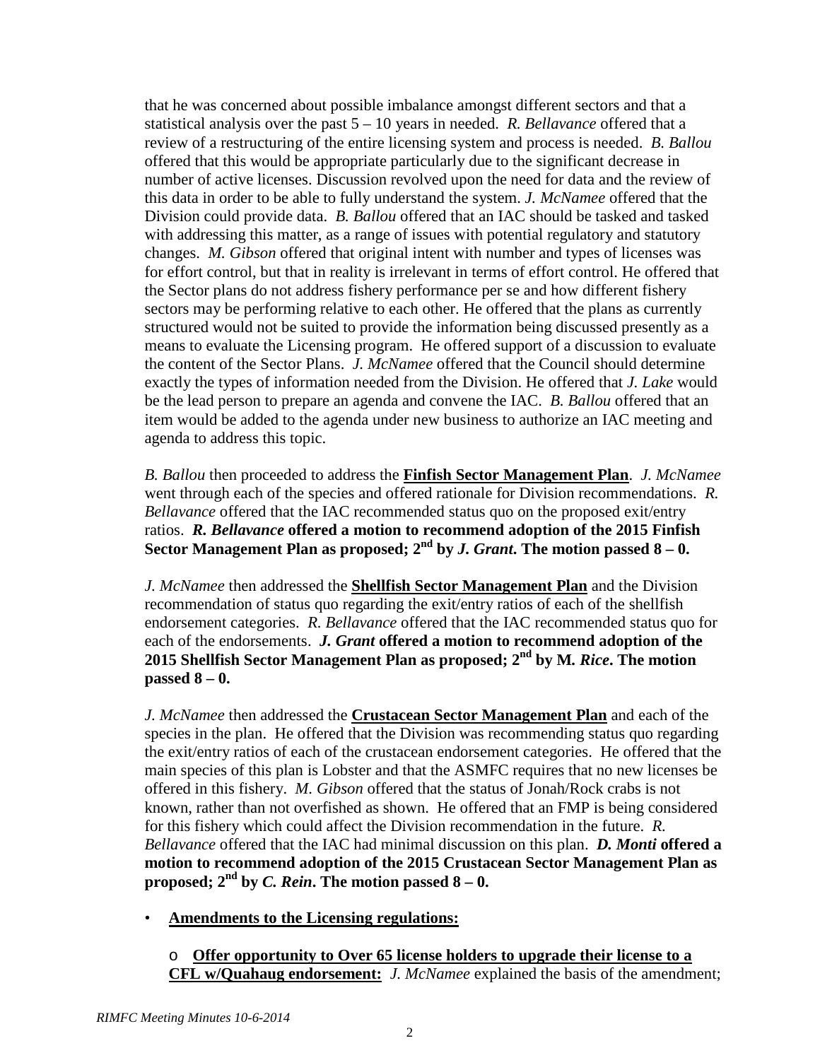that he was concerned about possible imbalance amongst different sectors and that a statistical analysis over the past 5 – 10 years in needed. *R. Bellavance* offered that a review of a restructuring of the entire licensing system and process is needed. *B. Ballou* offered that this would be appropriate particularly due to the significant decrease in number of active licenses. Discussion revolved upon the need for data and the review of this data in order to be able to fully understand the system. *J. McNamee* offered that the Division could provide data. *B. Ballou* offered that an IAC should be tasked and tasked with addressing this matter, as a range of issues with potential regulatory and statutory changes. *M. Gibson* offered that original intent with number and types of licenses was for effort control, but that in reality is irrelevant in terms of effort control. He offered that the Sector plans do not address fishery performance per se and how different fishery sectors may be performing relative to each other. He offered that the plans as currently structured would not be suited to provide the information being discussed presently as a means to evaluate the Licensing program. He offered support of a discussion to evaluate the content of the Sector Plans. *J. McNamee* offered that the Council should determine exactly the types of information needed from the Division. He offered that *J. Lake* would be the lead person to prepare an agenda and convene the IAC. *B. Ballou* offered that an item would be added to the agenda under new business to authorize an IAC meeting and agenda to address this topic.

*B. Ballou* then proceeded to address the **<u>Finfish Sector Management Plan</u>**. *J. McNamee* went through each of the species and offered rationale for Division recommendations. *R. Bellavance* offered that the IAC recommended status quo on the proposed exit/entry ratios. ***R. Bellavance*** **offered a motion to recommend adoption of the 2015 Finfish Sector Management Plan as proposed; 2nd by *J. Grant*. The motion passed 8 – 0.**

*J. McNamee* then addressed the **<u>Shellfish Sector Management Plan</u>** and the Division recommendation of status quo regarding the exit/entry ratios of each of the shellfish endorsement categories. *R. Bellavance* offered that the IAC recommended status quo for each of the endorsements. ***J. Grant*** **offered a motion to recommend adoption of the 2015 Shellfish Sector Management Plan as proposed; 2nd by M. *Rice*. The motion passed 8 – 0.**

*J. McNamee* then addressed the **<u>Crustacean Sector Management Plan</u>** and each of the species in the plan. He offered that the Division was recommending status quo regarding the exit/entry ratios of each of the crustacean endorsement categories. He offered that the main species of this plan is Lobster and that the ASMFC requires that no new licenses be offered in this fishery. *M. Gibson* offered that the status of Jonah/Rock crabs is not known, rather than not overfished as shown. He offered that an FMP is being considered for this fishery which could affect the Division recommendation in the future. *R. Bellavance* offered that the IAC had minimal discussion on this plan. ***D. Monti*** **offered a motion to recommend adoption of the 2015 Crustacean Sector Management Plan as proposed; 2nd by *C. Rein*. The motion passed 8 – 0.**

- **<u>Amendments to the Licensing regulations:</u>**

  - **<u>Offer opportunity to Over 65 license holders to upgrade their license to a CFL w/Quahaug endorsement:</u>** *J. McNamee* explained the basis of the amendment;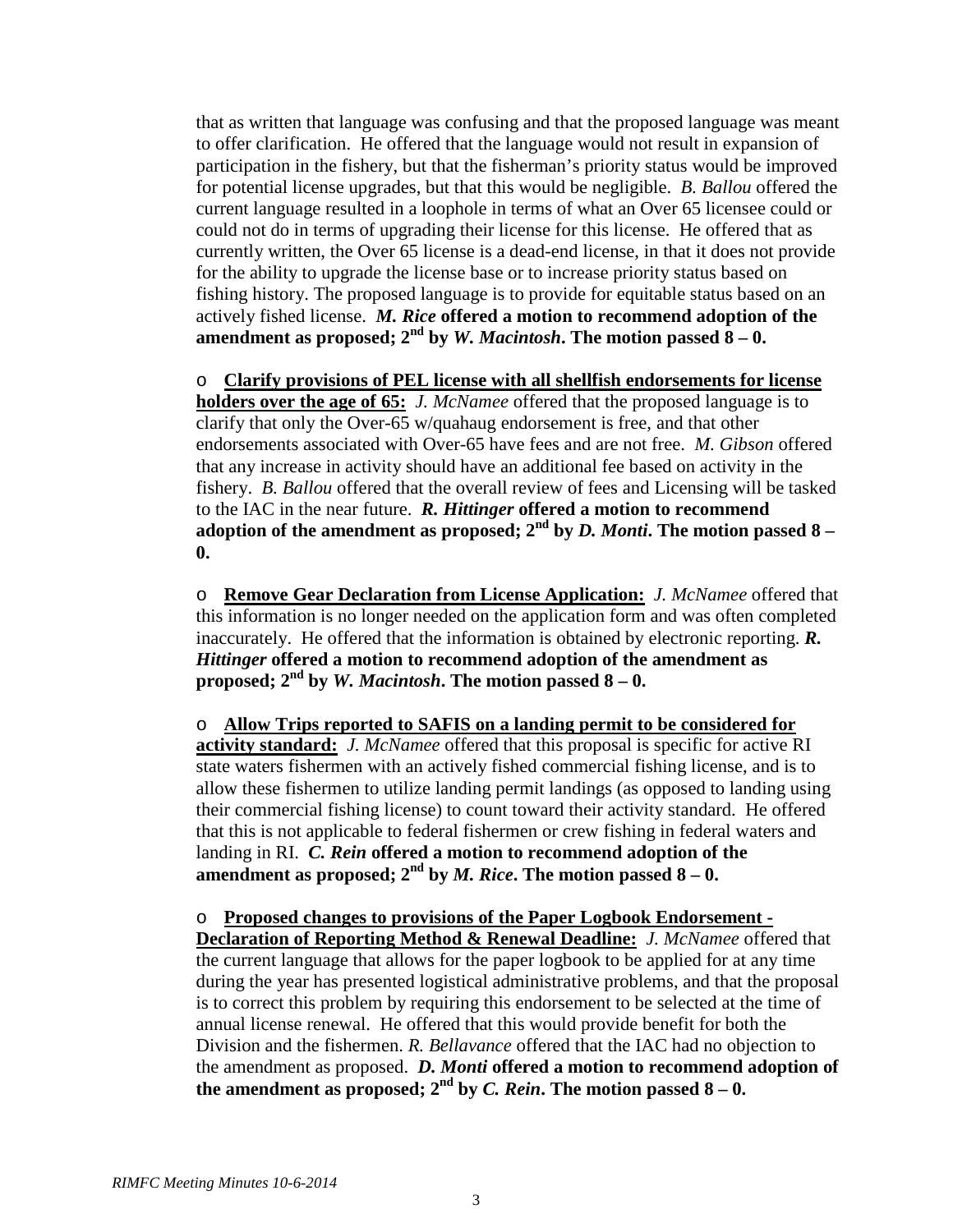that as written that language was confusing and that the proposed language was meant to offer clarification. He offered that the language would not result in expansion of participation in the fishery, but that the fisherman's priority status would be improved for potential license upgrades, but that this would be negligible. *B. Ballou* offered the current language resulted in a loophole in terms of what an Over 65 licensee could or could not do in terms of upgrading their license for this license. He offered that as currently written, the Over 65 license is a dead-end license, in that it does not provide for the ability to upgrade the license base or to increase priority status based on fishing history. The proposed language is to provide for equitable status based on an actively fished license. ***M. Rice*** **offered a motion to recommend adoption of the amendment as proposed; 2nd by *W. Macintosh*. The motion passed 8 – 0.**

- **Clarify provisions of PEL license with all shellfish endorsements for license holders over the age of 65:** *J. McNamee* offered that the proposed language is to clarify that only the Over-65 w/quahaug endorsement is free, and that other endorsements associated with Over-65 have fees and are not free. *M. Gibson* offered that any increase in activity should have an additional fee based on activity in the fishery. *B. Ballou* offered that the overall review of fees and Licensing will be tasked to the IAC in the near future. ***R. Hittinger*** **offered a motion to recommend adoption of the amendment as proposed; 2nd by *D. Monti*. The motion passed 8 – 0.**

- **Remove Gear Declaration from License Application:** *J. McNamee* offered that this information is no longer needed on the application form and was often completed inaccurately. He offered that the information is obtained by electronic reporting. ***R. Hittinger*** **offered a motion to recommend adoption of the amendment as proposed; 2nd by *W. Macintosh*. The motion passed 8 – 0.**

- **Allow Trips reported to SAFIS on a landing permit to be considered for activity standard:** *J. McNamee* offered that this proposal is specific for active RI state waters fishermen with an actively fished commercial fishing license, and is to allow these fishermen to utilize landing permit landings (as opposed to landing using their commercial fishing license) to count toward their activity standard. He offered that this is not applicable to federal fishermen or crew fishing in federal waters and landing in RI. ***C. Rein*** **offered a motion to recommend adoption of the amendment as proposed; 2nd by *M. Rice*. The motion passed 8 – 0.**

- **Proposed changes to provisions of the Paper Logbook Endorsement - Declaration of Reporting Method & Renewal Deadline:** *J. McNamee* offered that the current language that allows for the paper logbook to be applied for at any time during the year has presented logistical administrative problems, and that the proposal is to correct this problem by requiring this endorsement to be selected at the time of annual license renewal. He offered that this would provide benefit for both the Division and the fishermen. *R. Bellavance* offered that the IAC had no objection to the amendment as proposed. ***D. Monti*** **offered a motion to recommend adoption of the amendment as proposed; 2nd by *C. Rein*. The motion passed 8 – 0.**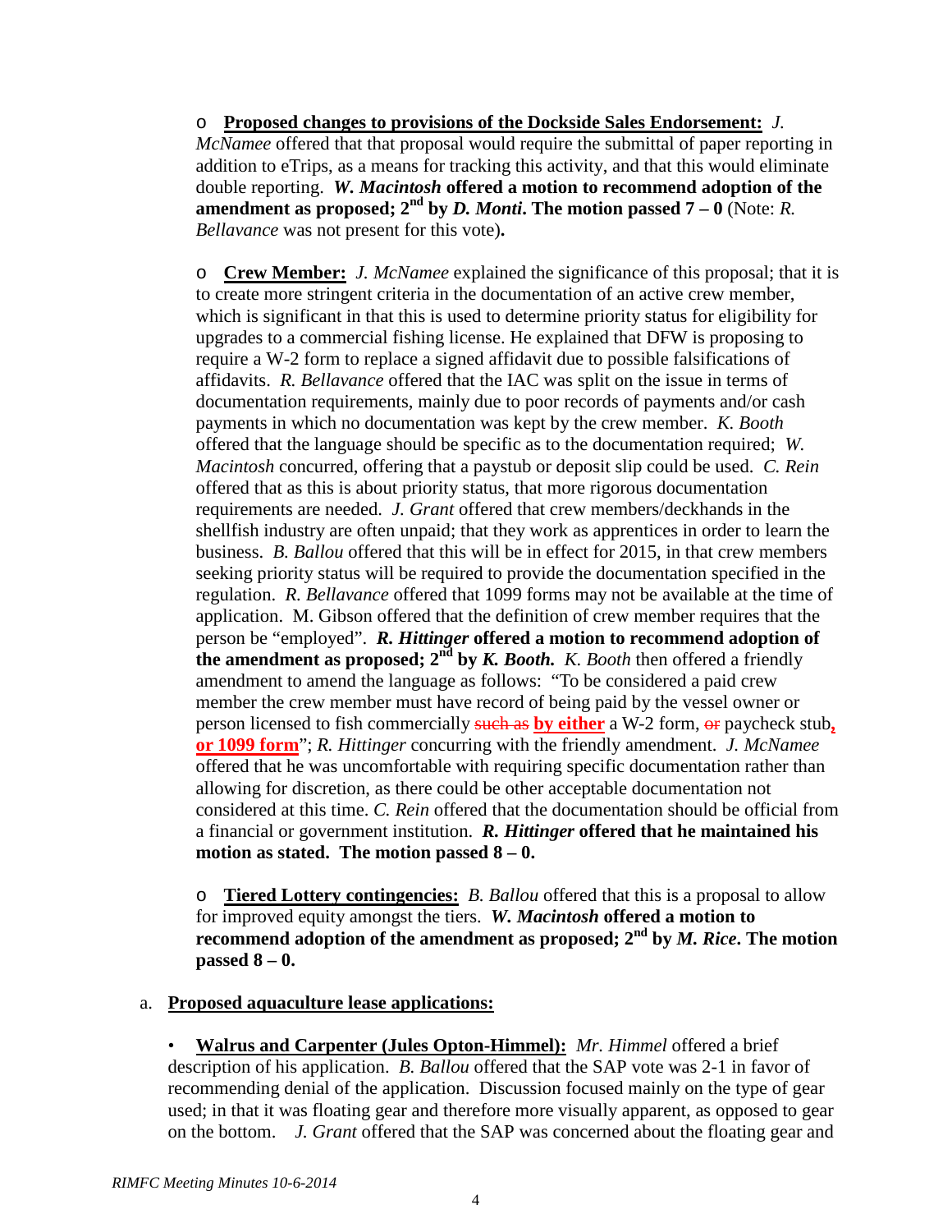- **Proposed changes to provisions of the Dockside Sales Endorsement:** *J. McNamee* offered that that proposal would require the submittal of paper reporting in addition to eTrips, as a means for tracking this activity, and that this would eliminate double reporting. ***W. Macintosh*** **offered a motion to recommend adoption of the amendment as proposed; 2nd by *D. Monti*. The motion passed 7 – 0** (Note: *R. Bellavance* was not present for this vote)**.**

- **Crew Member:** *J. McNamee* explained the significance of this proposal; that it is to create more stringent criteria in the documentation of an active crew member, which is significant in that this is used to determine priority status for eligibility for upgrades to a commercial fishing license. He explained that DFW is proposing to require a W-2 form to replace a signed affidavit due to possible falsifications of affidavits. *R. Bellavance* offered that the IAC was split on the issue in terms of documentation requirements, mainly due to poor records of payments and/or cash payments in which no documentation was kept by the crew member. *K. Booth* offered that the language should be specific as to the documentation required; *W. Macintosh* concurred, offering that a paystub or deposit slip could be used. *C. Rein* offered that as this is about priority status, that more rigorous documentation requirements are needed. *J. Grant* offered that crew members/deckhands in the shellfish industry are often unpaid; that they work as apprentices in order to learn the business. *B. Ballou* offered that this will be in effect for 2015, in that crew members seeking priority status will be required to provide the documentation specified in the regulation. *R. Bellavance* offered that 1099 forms may not be available at the time of application. M. Gibson offered that the definition of crew member requires that the person be "employed". ***R. Hittinger*** **offered a motion to recommend adoption of the amendment as proposed; 2nd by *K. Booth.*** *K. Booth* then offered a friendly amendment to amend the language as follows: "To be considered a paid crew member the crew member must have record of being paid by the vessel owner or person licensed to fish commercially ~~such as~~ **by either** a W-2 form, ~~or~~ paycheck stub**, or 1099 form**"; *R. Hittinger* concurring with the friendly amendment. *J. McNamee* offered that he was uncomfortable with requiring specific documentation rather than allowing for discretion, as there could be other acceptable documentation not considered at this time. *C. Rein* offered that the documentation should be official from a financial or government institution. ***R. Hittinger*** **offered that he maintained his motion as stated. The motion passed 8 – 0.**

- **Tiered Lottery contingencies:** *B. Ballou* offered that this is a proposal to allow for improved equity amongst the tiers. ***W. Macintosh*** **offered a motion to recommend adoption of the amendment as proposed; 2nd by *M. Rice*. The motion passed 8 – 0.**

a. **Proposed aquaculture lease applications:**

- **Walrus and Carpenter (Jules Opton-Himmel):** *Mr. Himmel* offered a brief description of his application. *B. Ballou* offered that the SAP vote was 2-1 in favor of recommending denial of the application. Discussion focused mainly on the type of gear used; in that it was floating gear and therefore more visually apparent, as opposed to gear on the bottom. *J. Grant* offered that the SAP was concerned about the floating gear and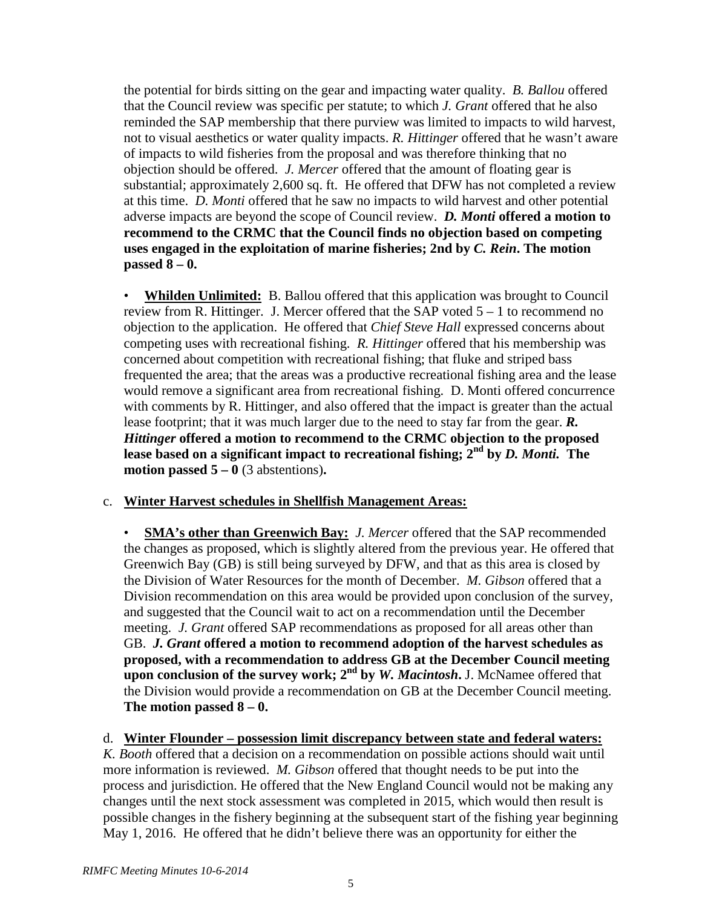the potential for birds sitting on the gear and impacting water quality. *B. Ballou* offered that the Council review was specific per statute; to which *J. Grant* offered that he also reminded the SAP membership that there purview was limited to impacts to wild harvest, not to visual aesthetics or water quality impacts. *R. Hittinger* offered that he wasn't aware of impacts to wild fisheries from the proposal and was therefore thinking that no objection should be offered. *J. Mercer* offered that the amount of floating gear is substantial; approximately 2,600 sq. ft. He offered that DFW has not completed a review at this time. *D. Monti* offered that he saw no impacts to wild harvest and other potential adverse impacts are beyond the scope of Council review. ***D. Monti* offered a motion to recommend to the CRMC that the Council finds no objection based on competing uses engaged in the exploitation of marine fisheries; 2nd by *C. Rein*. The motion passed 8 – 0.**

- **Whilden Unlimited:** B. Ballou offered that this application was brought to Council review from R. Hittinger. J. Mercer offered that the SAP voted 5 – 1 to recommend no objection to the application. He offered that *Chief Steve Hall* expressed concerns about competing uses with recreational fishing. *R. Hittinger* offered that his membership was concerned about competition with recreational fishing; that fluke and striped bass frequented the area; that the areas was a productive recreational fishing area and the lease would remove a significant area from recreational fishing. D. Monti offered concurrence with comments by R. Hittinger, and also offered that the impact is greater than the actual lease footprint; that it was much larger due to the need to stay far from the gear. ***R. Hittinger* offered a motion to recommend to the CRMC objection to the proposed lease based on a significant impact to recreational fishing; 2nd by *D. Monti*. The motion passed 5 – 0** (3 abstentions)**.**

c. **Winter Harvest schedules in Shellfish Management Areas:**

- **SMA's other than Greenwich Bay:** *J. Mercer* offered that the SAP recommended the changes as proposed, which is slightly altered from the previous year. He offered that Greenwich Bay (GB) is still being surveyed by DFW, and that as this area is closed by the Division of Water Resources for the month of December. *M. Gibson* offered that a Division recommendation on this area would be provided upon conclusion of the survey, and suggested that the Council wait to act on a recommendation until the December meeting. *J. Grant* offered SAP recommendations as proposed for all areas other than GB. ***J. Grant* offered a motion to recommend adoption of the harvest schedules as proposed, with a recommendation to address GB at the December Council meeting upon conclusion of the survey work; 2nd by *W. Macintosh*.** J. McNamee offered that the Division would provide a recommendation on GB at the December Council meeting. **The motion passed 8 – 0.**

d. **Winter Flounder – possession limit discrepancy between state and federal waters:** *K. Booth* offered that a decision on a recommendation on possible actions should wait until more information is reviewed. *M. Gibson* offered that thought needs to be put into the process and jurisdiction. He offered that the New England Council would not be making any changes until the next stock assessment was completed in 2015, which would then result is possible changes in the fishery beginning at the subsequent start of the fishing year beginning May 1, 2016. He offered that he didn't believe there was an opportunity for either the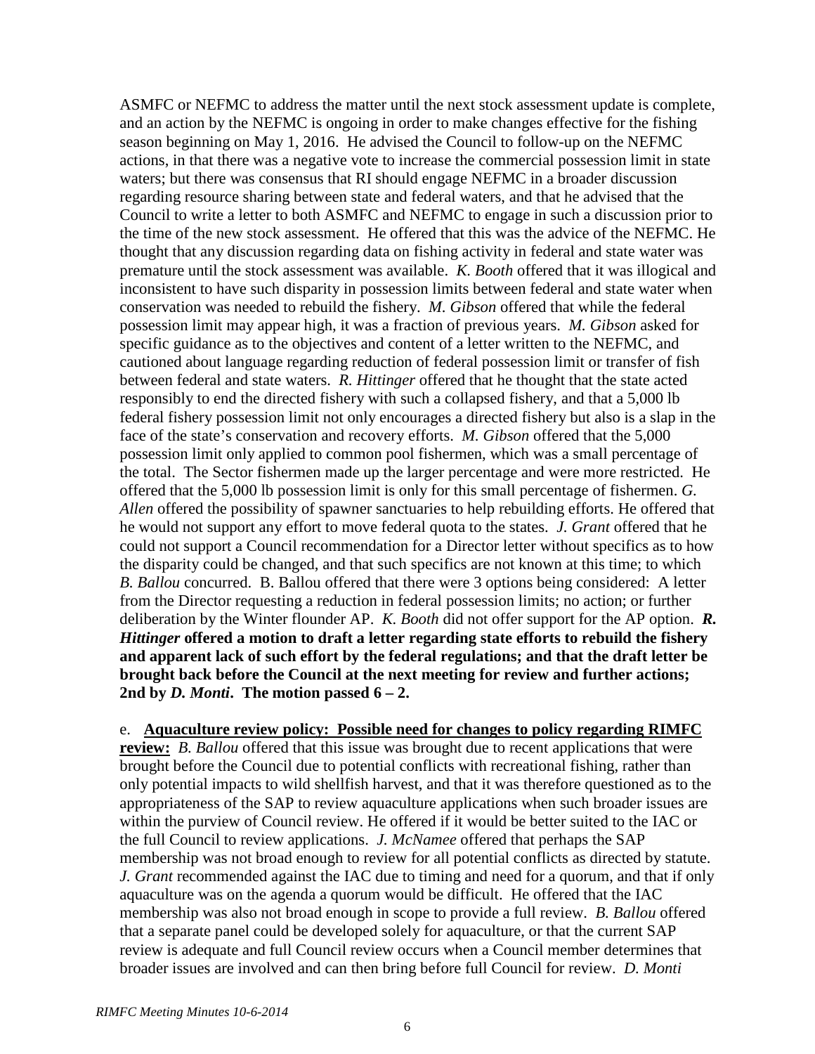ASMFC or NEFMC to address the matter until the next stock assessment update is complete, and an action by the NEFMC is ongoing in order to make changes effective for the fishing season beginning on May 1, 2016. He advised the Council to follow-up on the NEFMC actions, in that there was a negative vote to increase the commercial possession limit in state waters; but there was consensus that RI should engage NEFMC in a broader discussion regarding resource sharing between state and federal waters, and that he advised that the Council to write a letter to both ASMFC and NEFMC to engage in such a discussion prior to the time of the new stock assessment. He offered that this was the advice of the NEFMC. He thought that any discussion regarding data on fishing activity in federal and state water was premature until the stock assessment was available. *K. Booth* offered that it was illogical and inconsistent to have such disparity in possession limits between federal and state water when conservation was needed to rebuild the fishery. *M. Gibson* offered that while the federal possession limit may appear high, it was a fraction of previous years. *M. Gibson* asked for specific guidance as to the objectives and content of a letter written to the NEFMC, and cautioned about language regarding reduction of federal possession limit or transfer of fish between federal and state waters. *R. Hittinger* offered that he thought that the state acted responsibly to end the directed fishery with such a collapsed fishery, and that a 5,000 lb federal fishery possession limit not only encourages a directed fishery but also is a slap in the face of the state's conservation and recovery efforts. *M. Gibson* offered that the 5,000 possession limit only applied to common pool fishermen, which was a small percentage of the total. The Sector fishermen made up the larger percentage and were more restricted. He offered that the 5,000 lb possession limit is only for this small percentage of fishermen. *G. Allen* offered the possibility of spawner sanctuaries to help rebuilding efforts. He offered that he would not support any effort to move federal quota to the states. *J. Grant* offered that he could not support a Council recommendation for a Director letter without specifics as to how the disparity could be changed, and that such specifics are not known at this time; to which *B. Ballou* concurred. B. Ballou offered that there were 3 options being considered: A letter from the Director requesting a reduction in federal possession limits; no action; or further deliberation by the Winter flounder AP. *K. Booth* did not offer support for the AP option. ***R. Hittinger*** **offered a motion to draft a letter regarding state efforts to rebuild the fishery and apparent lack of such effort by the federal regulations; and that the draft letter be brought back before the Council at the next meeting for review and further actions; 2nd by *D. Monti*. The motion passed 6 – 2.**

e. **Aquaculture review policy: Possible need for changes to policy regarding RIMFC review:** *B. Ballou* offered that this issue was brought due to recent applications that were brought before the Council due to potential conflicts with recreational fishing, rather than only potential impacts to wild shellfish harvest, and that it was therefore questioned as to the appropriateness of the SAP to review aquaculture applications when such broader issues are within the purview of Council review. He offered if it would be better suited to the IAC or the full Council to review applications. *J. McNamee* offered that perhaps the SAP membership was not broad enough to review for all potential conflicts as directed by statute. *J. Grant* recommended against the IAC due to timing and need for a quorum, and that if only aquaculture was on the agenda a quorum would be difficult. He offered that the IAC membership was also not broad enough in scope to provide a full review. *B. Ballou* offered that a separate panel could be developed solely for aquaculture, or that the current SAP review is adequate and full Council review occurs when a Council member determines that broader issues are involved and can then bring before full Council for review. *D. Monti*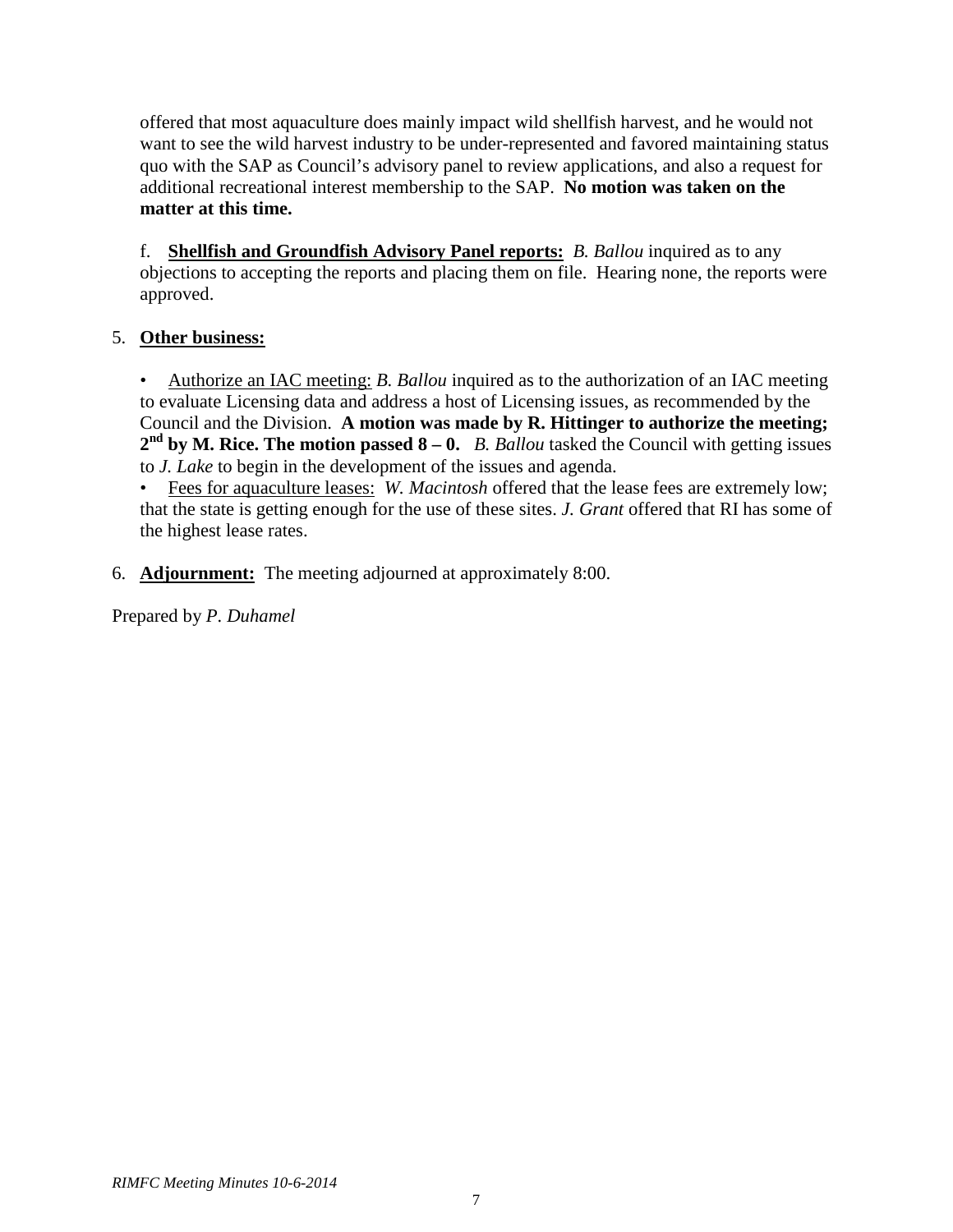offered that most aquaculture does mainly impact wild shellfish harvest, and he would not want to see the wild harvest industry to be under-represented and favored maintaining status quo with the SAP as Council's advisory panel to review applications, and also a request for additional recreational interest membership to the SAP. **No motion was taken on the matter at this time.**

f. **Shellfish and Groundfish Advisory Panel reports:** *B. Ballou* inquired as to any objections to accepting the reports and placing them on file. Hearing none, the reports were approved.

5. **Other business:**

- Authorize an IAC meeting: *B. Ballou* inquired as to the authorization of an IAC meeting to evaluate Licensing data and address a host of Licensing issues, as recommended by the Council and the Division. **A motion was made by R. Hittinger to authorize the meeting; 2nd by M. Rice. The motion passed 8 – 0.** *B. Ballou* tasked the Council with getting issues to *J. Lake* to begin in the development of the issues and agenda.
- Fees for aquaculture leases: *W. Macintosh* offered that the lease fees are extremely low; that the state is getting enough for the use of these sites. *J. Grant* offered that RI has some of the highest lease rates.

6. **Adjournment:** The meeting adjourned at approximately 8:00.

Prepared by *P. Duhamel*